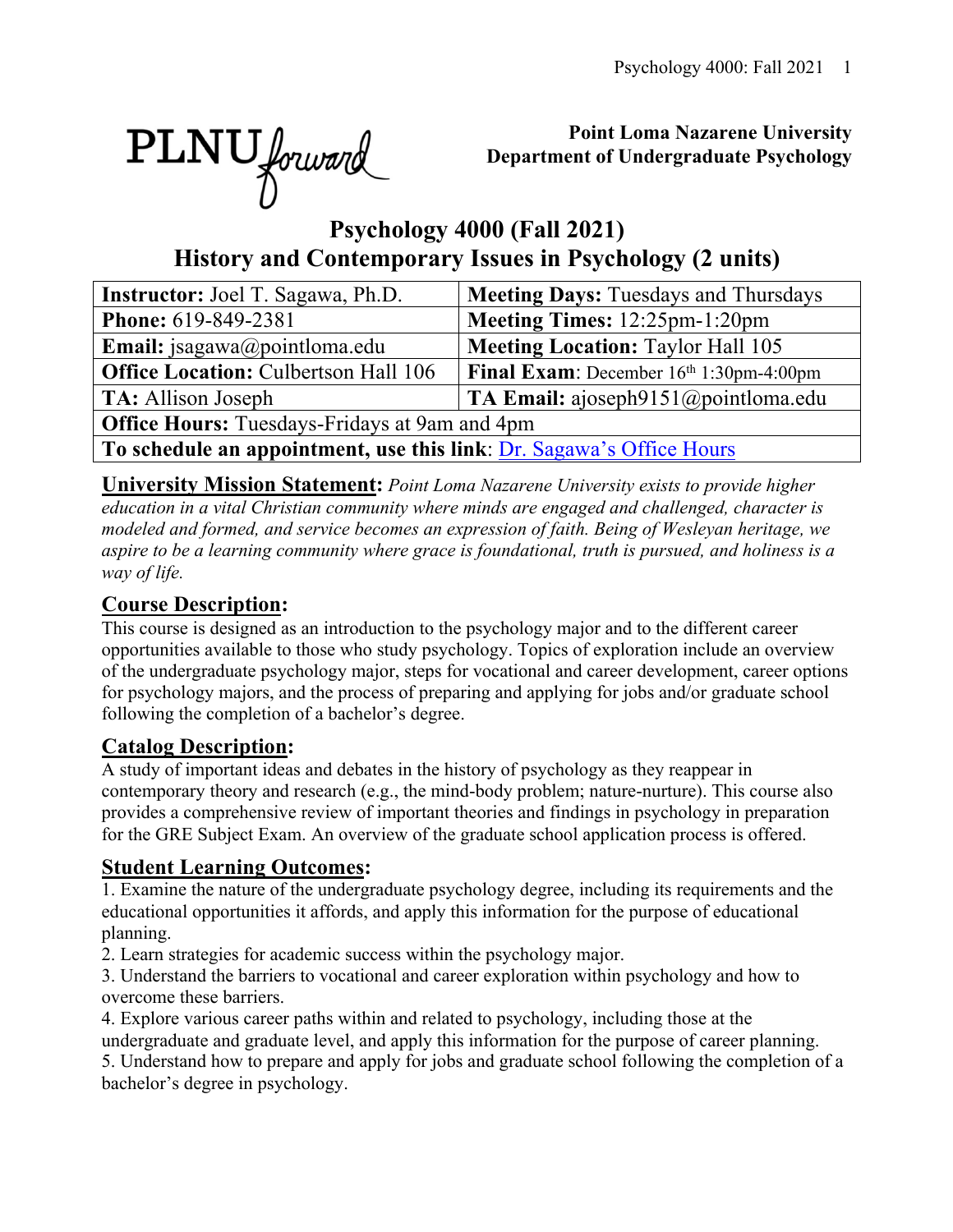**Point Loma Nazarene University**
**Department of Undergraduate Psychology**

# Psychology 4000 (Fall 2021)
# History and Contemporary Issues in Psychology (2 units)

| **Instructor:** Joel T. Sagawa, Ph.D. | **Meeting Days:** Tuesdays and Thursdays |
|---|---|
| **Phone:** 619-849-2381 | **Meeting Times:** 12:25pm-1:20pm |
| **Email:** jsagawa@pointloma.edu | **Meeting Location:** Taylor Hall 105 |
| **Office Location:** Culbertson Hall 106 | **Final Exam**: December 16th 1:30pm-4:00pm |
| **TA:** Allison Joseph | **TA Email:** ajoseph9151@pointloma.edu |
| **Office Hours:** Tuesdays-Fridays at 9am and 4pm | |
| **To schedule an appointment, use this link**: Dr. Sagawa's Office Hours | |

**University Mission Statement:** *Point Loma Nazarene University exists to provide higher education in a vital Christian community where minds are engaged and challenged, character is modeled and formed, and service becomes an expression of faith. Being of Wesleyan heritage, we aspire to be a learning community where grace is foundational, truth is pursued, and holiness is a way of life.*

## Course Description:

This course is designed as an introduction to the psychology major and to the different career opportunities available to those who study psychology. Topics of exploration include an overview of the undergraduate psychology major, steps for vocational and career development, career options for psychology majors, and the process of preparing and applying for jobs and/or graduate school following the completion of a bachelor's degree.

## Catalog Description:

A study of important ideas and debates in the history of psychology as they reappear in contemporary theory and research (e.g., the mind-body problem; nature-nurture). This course also provides a comprehensive review of important theories and findings in psychology in preparation for the GRE Subject Exam. An overview of the graduate school application process is offered.

## Student Learning Outcomes:

1. Examine the nature of the undergraduate psychology degree, including its requirements and the educational opportunities it affords, and apply this information for the purpose of educational planning.
2. Learn strategies for academic success within the psychology major.
3. Understand the barriers to vocational and career exploration within psychology and how to overcome these barriers.
4. Explore various career paths within and related to psychology, including those at the undergraduate and graduate level, and apply this information for the purpose of career planning.
5. Understand how to prepare and apply for jobs and graduate school following the completion of a bachelor's degree in psychology.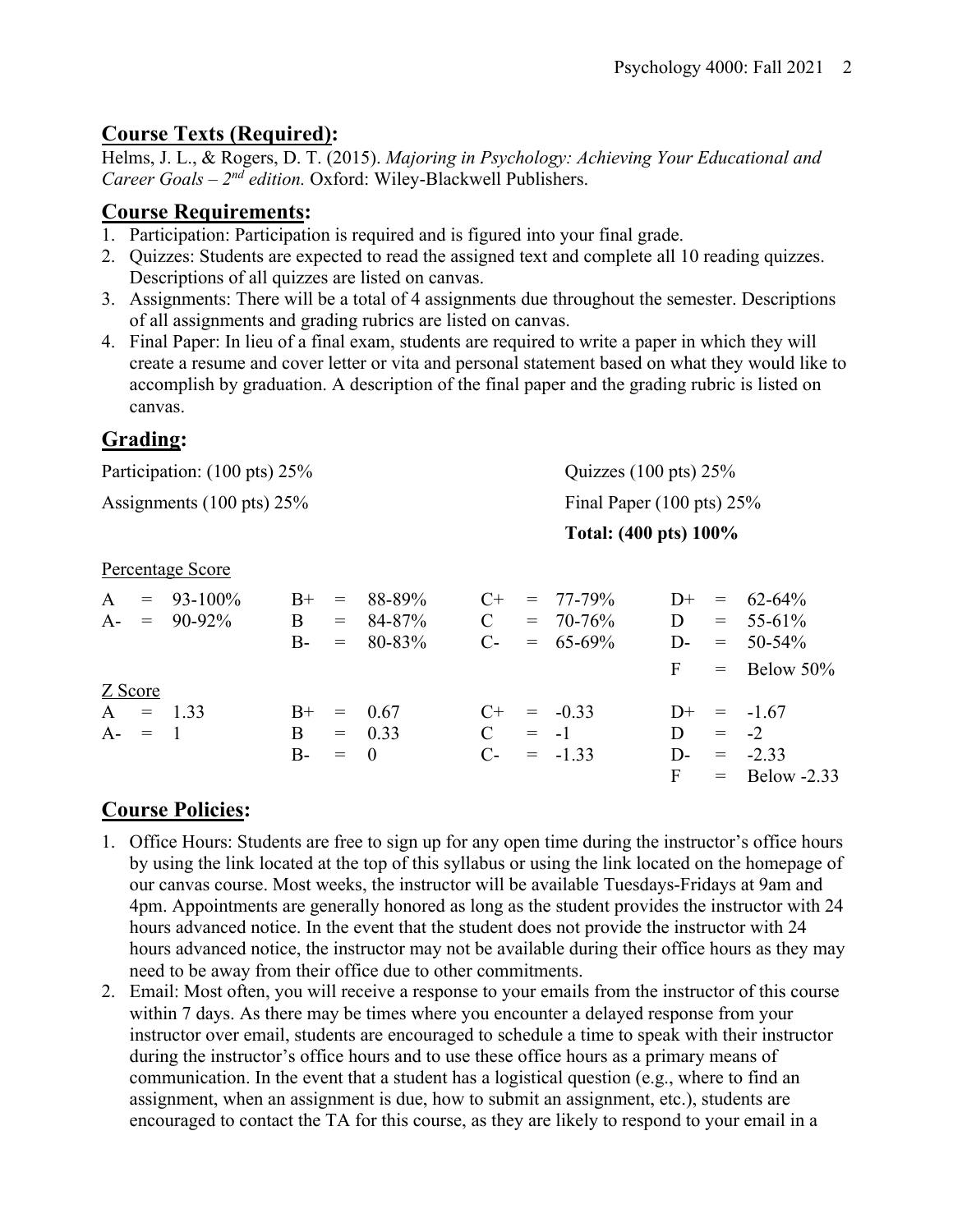## Course Texts (Required):

Helms, J. L., & Rogers, D. T. (2015). *Majoring in Psychology: Achieving Your Educational and Career Goals – 2nd edition.* Oxford: Wiley-Blackwell Publishers.

## Course Requirements:

1. Participation: Participation is required and is figured into your final grade.
2. Quizzes: Students are expected to read the assigned text and complete all 10 reading quizzes. Descriptions of all quizzes are listed on canvas.
3. Assignments: There will be a total of 4 assignments due throughout the semester. Descriptions of all assignments and grading rubrics are listed on canvas.
4. Final Paper: In lieu of a final exam, students are required to write a paper in which they will create a resume and cover letter or vita and personal statement based on what they would like to accomplish by graduation. A description of the final paper and the grading rubric is listed on canvas.

## Grading:

Participation: (100 pts) 25%

Quizzes (100 pts) 25%

Assignments (100 pts) 25%

Final Paper (100 pts) 25%

**Total: (400 pts) 100%**

Percentage Score

| | | | |
|---|---|---|---|
| A = 93-100% | B+ = 88-89% | C+ = 77-79% | D+ = 62-64% |
| A- = 90-92% | B = 84-87% | C = 70-76% | D = 55-61% |
| | B- = 80-83% | C- = 65-69% | D- = 50-54% |
| | | | F = Below 50% |

Z Score

| | | | |
|---|---|---|---|
| A = 1.33 | B+ = 0.67 | C+ = -0.33 | D+ = -1.67 |
| A- = 1 | B = 0.33 | C = -1 | D = -2 |
| | B- = 0 | C- = -1.33 | D- = -2.33 |
| | | | F = Below -2.33 |

## Course Policies:

1. Office Hours: Students are free to sign up for any open time during the instructor's office hours by using the link located at the top of this syllabus or using the link located on the homepage of our canvas course. Most weeks, the instructor will be available Tuesdays-Fridays at 9am and 4pm. Appointments are generally honored as long as the student provides the instructor with 24 hours advanced notice. In the event that the student does not provide the instructor with 24 hours advanced notice, the instructor may not be available during their office hours as they may need to be away from their office due to other commitments.
2. Email: Most often, you will receive a response to your emails from the instructor of this course within 7 days. As there may be times where you encounter a delayed response from your instructor over email, students are encouraged to schedule a time to speak with their instructor during the instructor's office hours and to use these office hours as a primary means of communication. In the event that a student has a logistical question (e.g., where to find an assignment, when an assignment is due, how to submit an assignment, etc.), students are encouraged to contact the TA for this course, as they are likely to respond to your email in a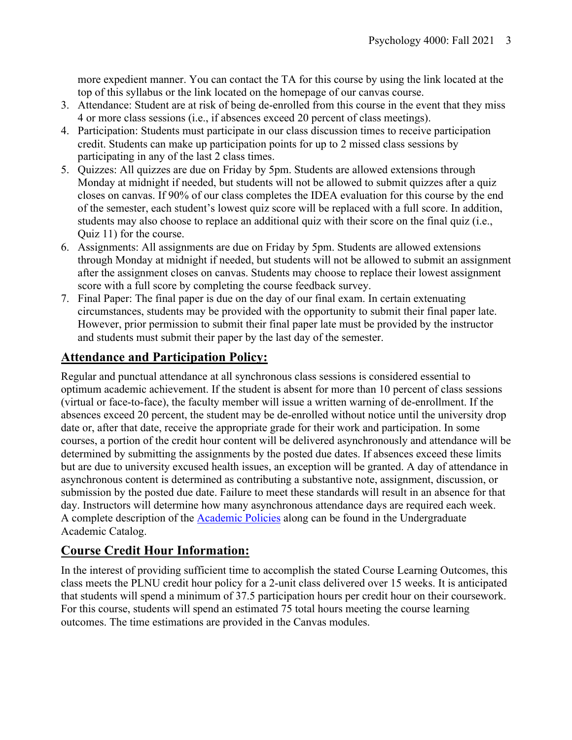more expedient manner. You can contact the TA for this course by using the link located at the top of this syllabus or the link located on the homepage of our canvas course.

3. Attendance: Student are at risk of being de-enrolled from this course in the event that they miss 4 or more class sessions (i.e., if absences exceed 20 percent of class meetings).
4. Participation: Students must participate in our class discussion times to receive participation credit. Students can make up participation points for up to 2 missed class sessions by participating in any of the last 2 class times.
5. Quizzes: All quizzes are due on Friday by 5pm. Students are allowed extensions through Monday at midnight if needed, but students will not be allowed to submit quizzes after a quiz closes on canvas. If 90% of our class completes the IDEA evaluation for this course by the end of the semester, each student's lowest quiz score will be replaced with a full score. In addition, students may also choose to replace an additional quiz with their score on the final quiz (i.e., Quiz 11) for the course.
6. Assignments: All assignments are due on Friday by 5pm. Students are allowed extensions through Monday at midnight if needed, but students will not be allowed to submit an assignment after the assignment closes on canvas. Students may choose to replace their lowest assignment score with a full score by completing the course feedback survey.
7. Final Paper: The final paper is due on the day of our final exam. In certain extenuating circumstances, students may be provided with the opportunity to submit their final paper late. However, prior permission to submit their final paper late must be provided by the instructor and students must submit their paper by the last day of the semester.

## Attendance and Participation Policy:

Regular and punctual attendance at all synchronous class sessions is considered essential to optimum academic achievement. If the student is absent for more than 10 percent of class sessions (virtual or face-to-face), the faculty member will issue a written warning of de-enrollment. If the absences exceed 20 percent, the student may be de-enrolled without notice until the university drop date or, after that date, receive the appropriate grade for their work and participation. In some courses, a portion of the credit hour content will be delivered asynchronously and attendance will be determined by submitting the assignments by the posted due dates. If absences exceed these limits but are due to university excused health issues, an exception will be granted. A day of attendance in asynchronous content is determined as contributing a substantive note, assignment, discussion, or submission by the posted due date. Failure to meet these standards will result in an absence for that day. Instructors will determine how many asynchronous attendance days are required each week. A complete description of the Academic Policies along can be found in the Undergraduate Academic Catalog.

## Course Credit Hour Information:

In the interest of providing sufficient time to accomplish the stated Course Learning Outcomes, this class meets the PLNU credit hour policy for a 2-unit class delivered over 15 weeks. It is anticipated that students will spend a minimum of 37.5 participation hours per credit hour on their coursework. For this course, students will spend an estimated 75 total hours meeting the course learning outcomes. The time estimations are provided in the Canvas modules.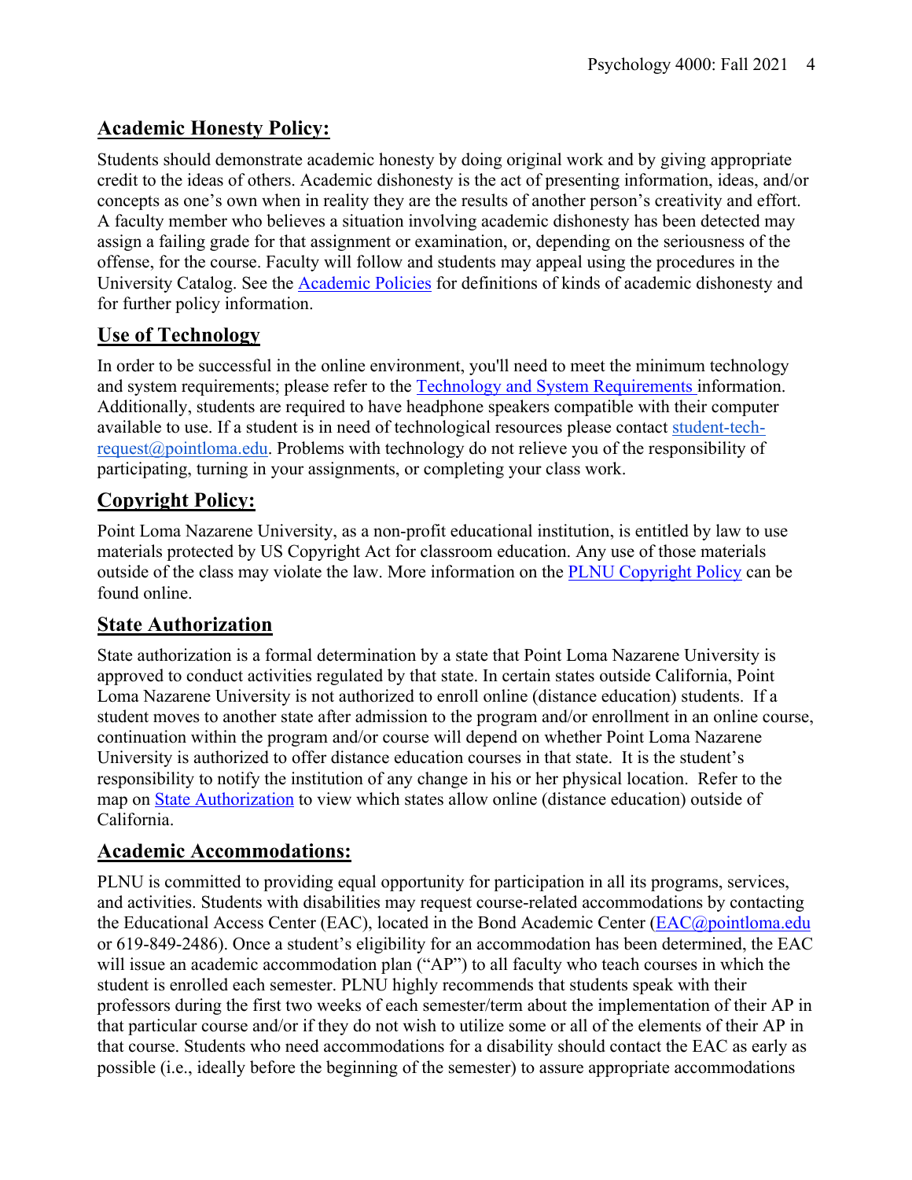## Academic Honesty Policy:

Students should demonstrate academic honesty by doing original work and by giving appropriate credit to the ideas of others. Academic dishonesty is the act of presenting information, ideas, and/or concepts as one's own when in reality they are the results of another person's creativity and effort. A faculty member who believes a situation involving academic dishonesty has been detected may assign a failing grade for that assignment or examination, or, depending on the seriousness of the offense, for the course. Faculty will follow and students may appeal using the procedures in the University Catalog. See the Academic Policies for definitions of kinds of academic dishonesty and for further policy information.

## Use of Technology

In order to be successful in the online environment, you'll need to meet the minimum technology and system requirements; please refer to the Technology and System Requirements information. Additionally, students are required to have headphone speakers compatible with their computer available to use. If a student is in need of technological resources please contact student-tech-request@pointloma.edu. Problems with technology do not relieve you of the responsibility of participating, turning in your assignments, or completing your class work.

## Copyright Policy:

Point Loma Nazarene University, as a non-profit educational institution, is entitled by law to use materials protected by US Copyright Act for classroom education. Any use of those materials outside of the class may violate the law. More information on the PLNU Copyright Policy can be found online.

## State Authorization

State authorization is a formal determination by a state that Point Loma Nazarene University is approved to conduct activities regulated by that state. In certain states outside California, Point Loma Nazarene University is not authorized to enroll online (distance education) students. If a student moves to another state after admission to the program and/or enrollment in an online course, continuation within the program and/or course will depend on whether Point Loma Nazarene University is authorized to offer distance education courses in that state. It is the student's responsibility to notify the institution of any change in his or her physical location. Refer to the map on State Authorization to view which states allow online (distance education) outside of California.

## Academic Accommodations:

PLNU is committed to providing equal opportunity for participation in all its programs, services, and activities. Students with disabilities may request course-related accommodations by contacting the Educational Access Center (EAC), located in the Bond Academic Center (EAC@pointloma.edu or 619-849-2486). Once a student's eligibility for an accommodation has been determined, the EAC will issue an academic accommodation plan ("AP") to all faculty who teach courses in which the student is enrolled each semester. PLNU highly recommends that students speak with their professors during the first two weeks of each semester/term about the implementation of their AP in that particular course and/or if they do not wish to utilize some or all of the elements of their AP in that course. Students who need accommodations for a disability should contact the EAC as early as possible (i.e., ideally before the beginning of the semester) to assure appropriate accommodations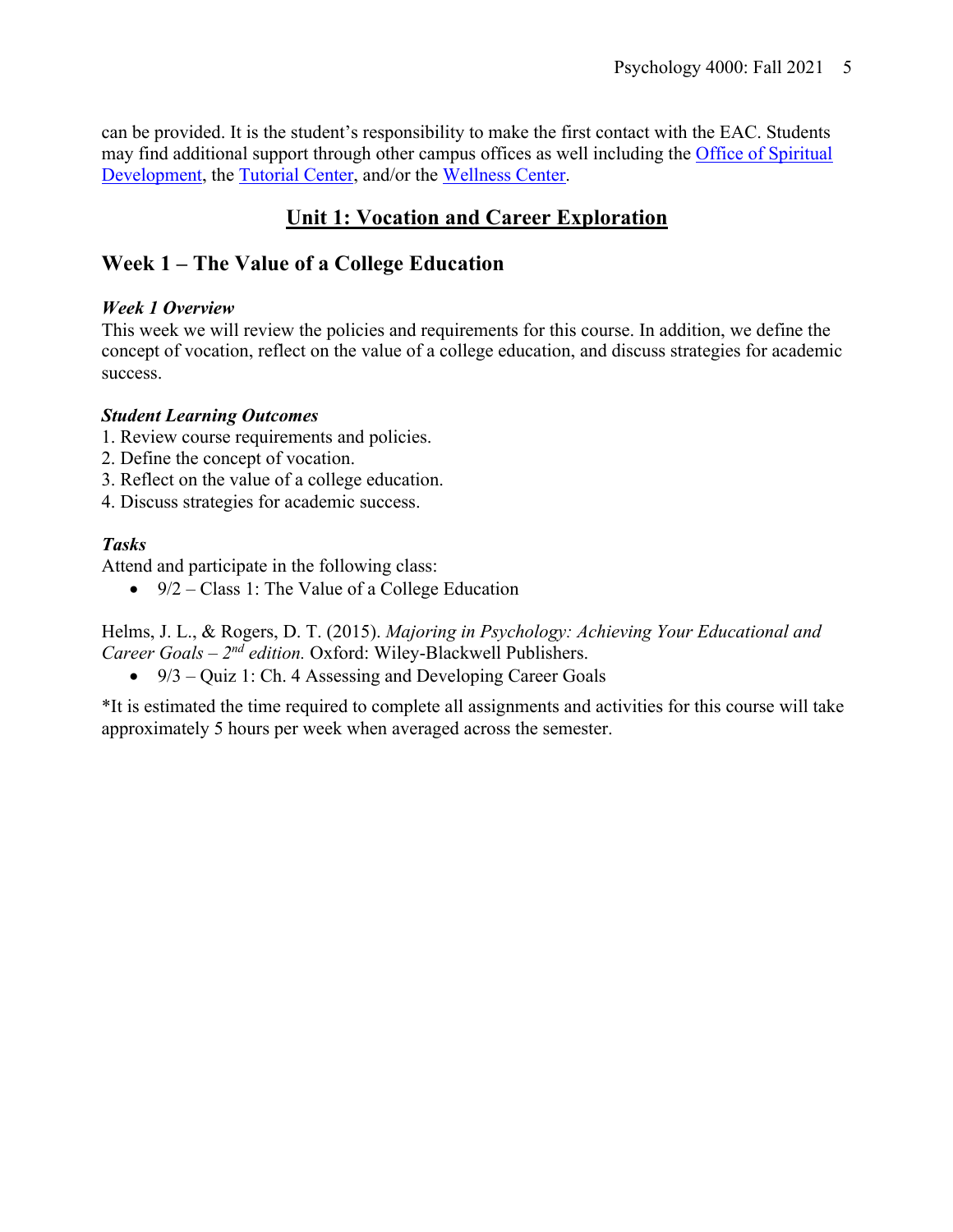can be provided. It is the student's responsibility to make the first contact with the EAC. Students may find additional support through other campus offices as well including the Office of Spiritual Development, the Tutorial Center, and/or the Wellness Center.

# Unit 1: Vocation and Career Exploration

## Week 1 – The Value of a College Education

### *Week 1 Overview*

This week we will review the policies and requirements for this course. In addition, we define the concept of vocation, reflect on the value of a college education, and discuss strategies for academic success.

### *Student Learning Outcomes*

1. Review course requirements and policies.
2. Define the concept of vocation.
3. Reflect on the value of a college education.
4. Discuss strategies for academic success.

### *Tasks*

Attend and participate in the following class:

- 9/2 – Class 1: The Value of a College Education

Helms, J. L., & Rogers, D. T. (2015). *Majoring in Psychology: Achieving Your Educational and Career Goals – 2nd edition.* Oxford: Wiley-Blackwell Publishers.

- 9/3 – Quiz 1: Ch. 4 Assessing and Developing Career Goals

*It is estimated the time required to complete all assignments and activities for this course will take approximately 5 hours per week when averaged across the semester.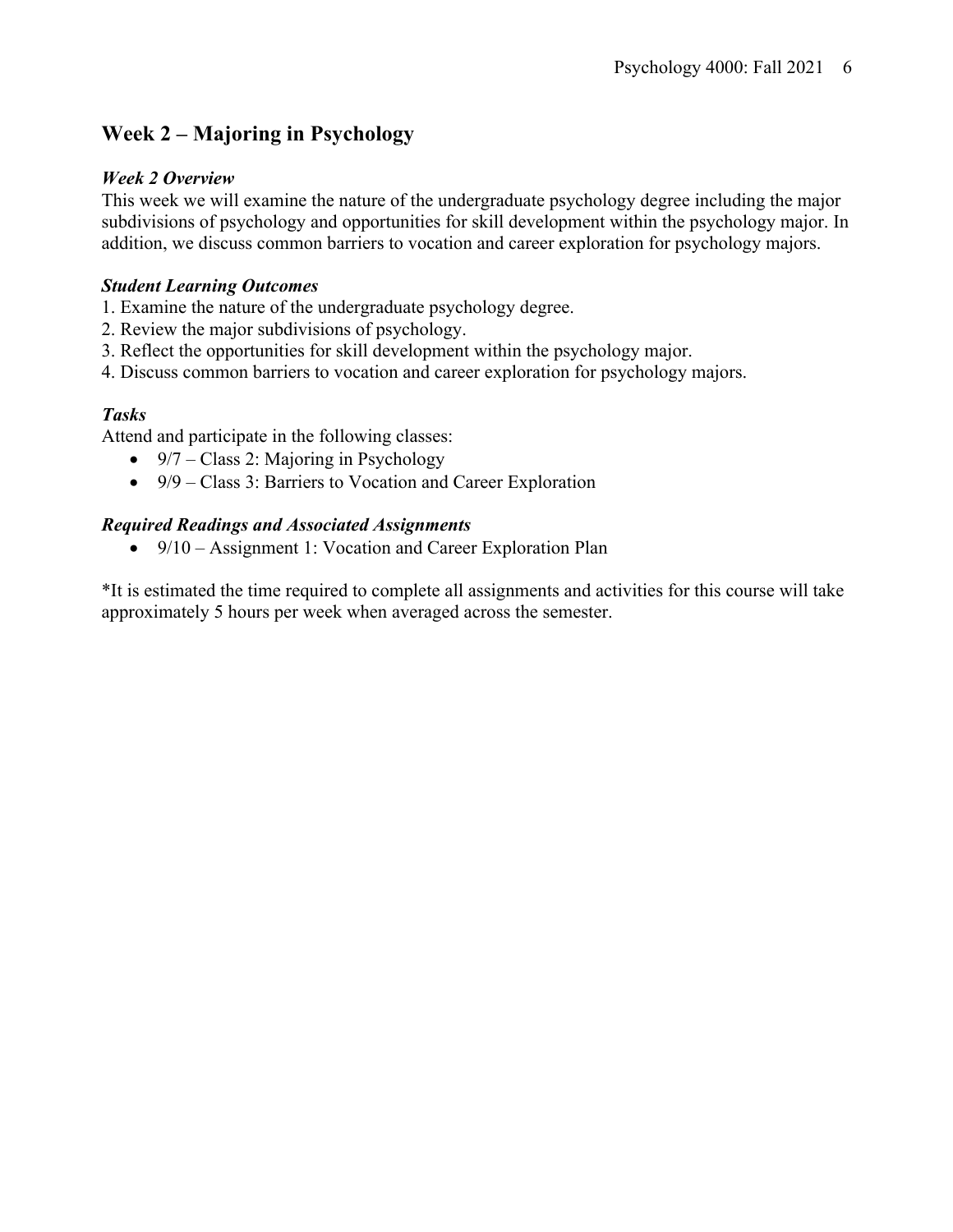## Week 2 – Majoring in Psychology

### *Week 2 Overview*

This week we will examine the nature of the undergraduate psychology degree including the major subdivisions of psychology and opportunities for skill development within the psychology major. In addition, we discuss common barriers to vocation and career exploration for psychology majors.

### *Student Learning Outcomes*

1. Examine the nature of the undergraduate psychology degree.
2. Review the major subdivisions of psychology.
3. Reflect the opportunities for skill development within the psychology major.
4. Discuss common barriers to vocation and career exploration for psychology majors.

### *Tasks*

Attend and participate in the following classes:

- 9/7 – Class 2: Majoring in Psychology
- 9/9 – Class 3: Barriers to Vocation and Career Exploration

### *Required Readings and Associated Assignments*

- 9/10 – Assignment 1: Vocation and Career Exploration Plan

*It is estimated the time required to complete all assignments and activities for this course will take approximately 5 hours per week when averaged across the semester.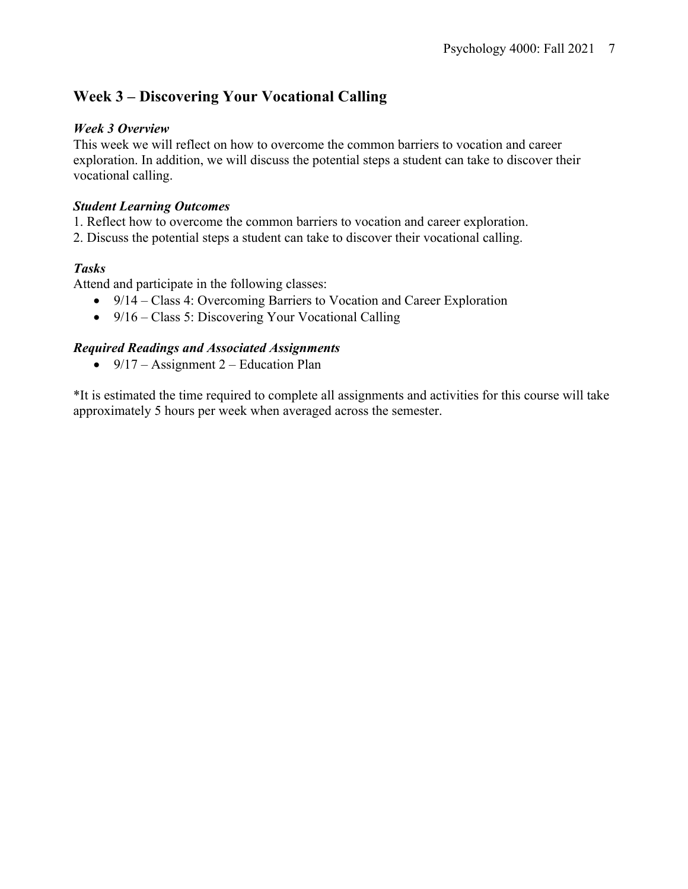## Week 3 – Discovering Your Vocational Calling

### *Week 3 Overview*

This week we will reflect on how to overcome the common barriers to vocation and career exploration. In addition, we will discuss the potential steps a student can take to discover their vocational calling.

### *Student Learning Outcomes*

1. Reflect how to overcome the common barriers to vocation and career exploration.
2. Discuss the potential steps a student can take to discover their vocational calling.

### *Tasks*

Attend and participate in the following classes:

- 9/14 – Class 4: Overcoming Barriers to Vocation and Career Exploration
- 9/16 – Class 5: Discovering Your Vocational Calling

### *Required Readings and Associated Assignments*

- 9/17 – Assignment 2 – Education Plan

*It is estimated the time required to complete all assignments and activities for this course will take approximately 5 hours per week when averaged across the semester.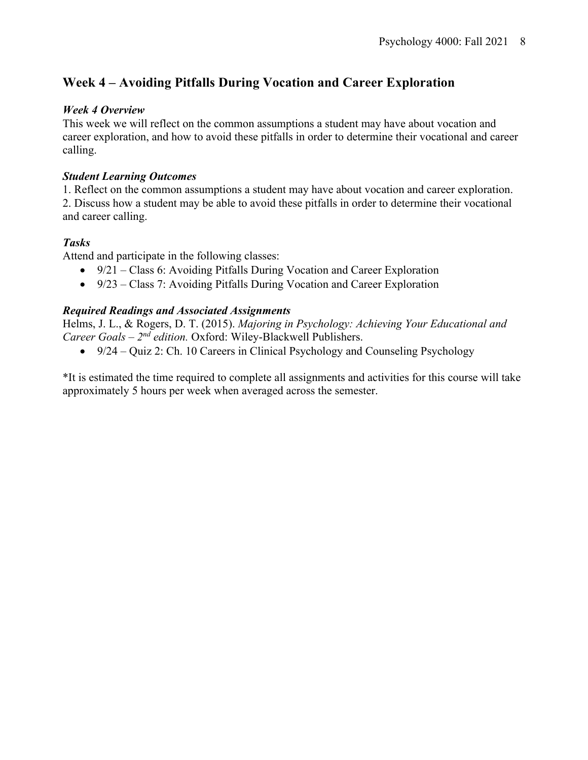## Week 4 – Avoiding Pitfalls During Vocation and Career Exploration

### *Week 4 Overview*

This week we will reflect on the common assumptions a student may have about vocation and career exploration, and how to avoid these pitfalls in order to determine their vocational and career calling.

### *Student Learning Outcomes*

1. Reflect on the common assumptions a student may have about vocation and career exploration.
2. Discuss how a student may be able to avoid these pitfalls in order to determine their vocational and career calling.

### *Tasks*

Attend and participate in the following classes:

- 9/21 – Class 6: Avoiding Pitfalls During Vocation and Career Exploration
- 9/23 – Class 7: Avoiding Pitfalls During Vocation and Career Exploration

### *Required Readings and Associated Assignments*

Helms, J. L., & Rogers, D. T. (2015). *Majoring in Psychology: Achieving Your Educational and Career Goals – 2nd edition.* Oxford: Wiley-Blackwell Publishers.

- 9/24 – Quiz 2: Ch. 10 Careers in Clinical Psychology and Counseling Psychology

*It is estimated the time required to complete all assignments and activities for this course will take approximately 5 hours per week when averaged across the semester.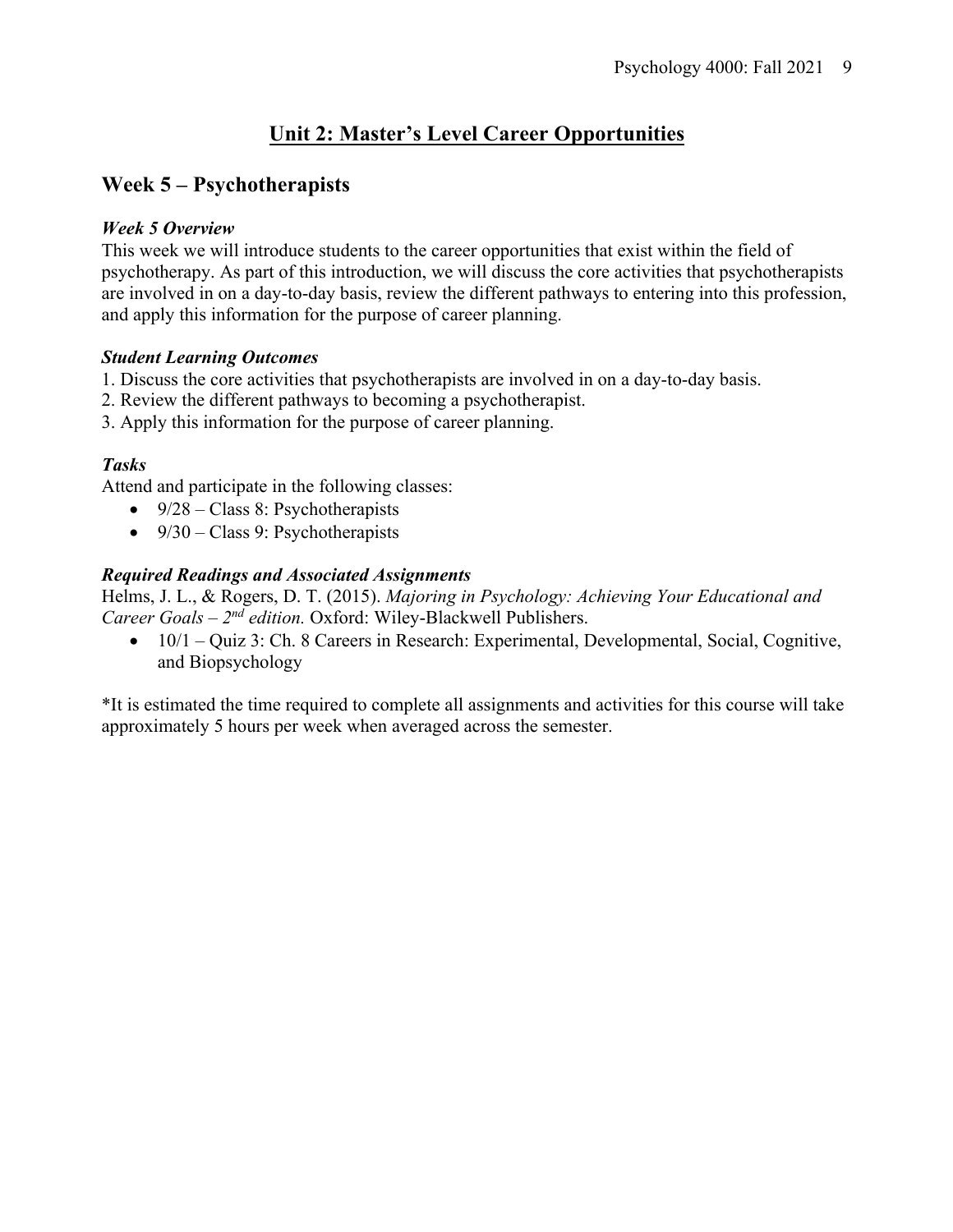# Unit 2: Master's Level Career Opportunities

## Week 5 – Psychotherapists

### *Week 5 Overview*

This week we will introduce students to the career opportunities that exist within the field of psychotherapy. As part of this introduction, we will discuss the core activities that psychotherapists are involved in on a day-to-day basis, review the different pathways to entering into this profession, and apply this information for the purpose of career planning.

### *Student Learning Outcomes*

1. Discuss the core activities that psychotherapists are involved in on a day-to-day basis.
2. Review the different pathways to becoming a psychotherapist.
3. Apply this information for the purpose of career planning.

### *Tasks*

Attend and participate in the following classes:

- 9/28 – Class 8: Psychotherapists
- 9/30 – Class 9: Psychotherapists

### *Required Readings and Associated Assignments*

Helms, J. L., & Rogers, D. T. (2015). *Majoring in Psychology: Achieving Your Educational and Career Goals – 2nd edition.* Oxford: Wiley-Blackwell Publishers.

- 10/1 – Quiz 3: Ch. 8 Careers in Research: Experimental, Developmental, Social, Cognitive, and Biopsychology

*It is estimated the time required to complete all assignments and activities for this course will take approximately 5 hours per week when averaged across the semester.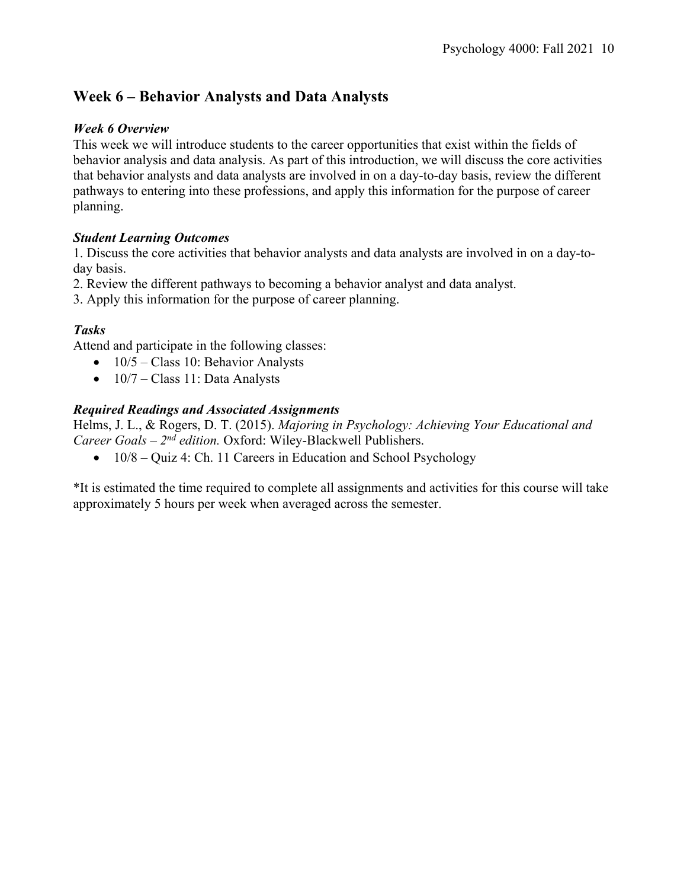## Week 6 – Behavior Analysts and Data Analysts

### *Week 6 Overview*

This week we will introduce students to the career opportunities that exist within the fields of behavior analysis and data analysis. As part of this introduction, we will discuss the core activities that behavior analysts and data analysts are involved in on a day-to-day basis, review the different pathways to entering into these professions, and apply this information for the purpose of career planning.

### *Student Learning Outcomes*

1. Discuss the core activities that behavior analysts and data analysts are involved in on a day-to-day basis.
2. Review the different pathways to becoming a behavior analyst and data analyst.
3. Apply this information for the purpose of career planning.

### *Tasks*

Attend and participate in the following classes:

- 10/5 – Class 10: Behavior Analysts
- 10/7 – Class 11: Data Analysts

### *Required Readings and Associated Assignments*

Helms, J. L., & Rogers, D. T. (2015). *Majoring in Psychology: Achieving Your Educational and Career Goals – 2nd edition.* Oxford: Wiley-Blackwell Publishers.

- 10/8 – Quiz 4: Ch. 11 Careers in Education and School Psychology

*It is estimated the time required to complete all assignments and activities for this course will take approximately 5 hours per week when averaged across the semester.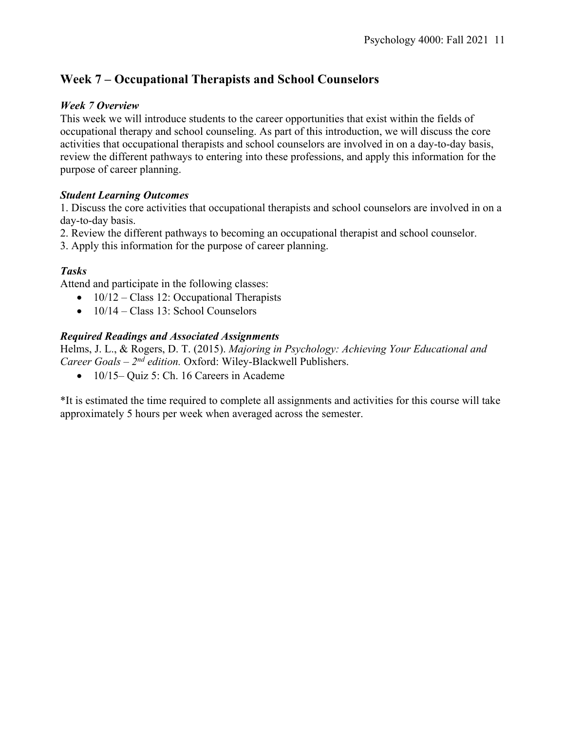## Week 7 – Occupational Therapists and School Counselors

### *Week 7 Overview*

This week we will introduce students to the career opportunities that exist within the fields of occupational therapy and school counseling. As part of this introduction, we will discuss the core activities that occupational therapists and school counselors are involved in on a day-to-day basis, review the different pathways to entering into these professions, and apply this information for the purpose of career planning.

### *Student Learning Outcomes*

1. Discuss the core activities that occupational therapists and school counselors are involved in on a day-to-day basis.
2. Review the different pathways to becoming an occupational therapist and school counselor.
3. Apply this information for the purpose of career planning.

### *Tasks*

Attend and participate in the following classes:

- 10/12 – Class 12: Occupational Therapists
- 10/14 – Class 13: School Counselors

### *Required Readings and Associated Assignments*

Helms, J. L., & Rogers, D. T. (2015). *Majoring in Psychology: Achieving Your Educational and Career Goals – 2nd edition.* Oxford: Wiley-Blackwell Publishers.

- 10/15– Quiz 5: Ch. 16 Careers in Academe

*It is estimated the time required to complete all assignments and activities for this course will take approximately 5 hours per week when averaged across the semester.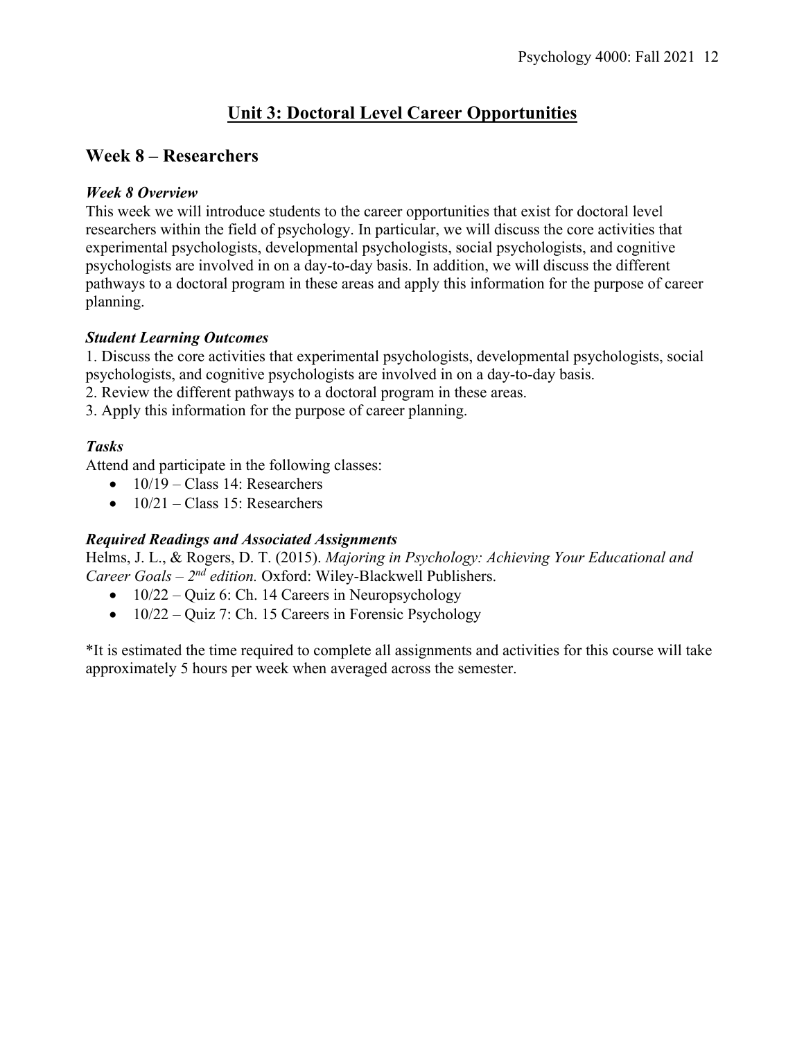# Unit 3: Doctoral Level Career Opportunities

## Week 8 – Researchers

### *Week 8 Overview*

This week we will introduce students to the career opportunities that exist for doctoral level researchers within the field of psychology. In particular, we will discuss the core activities that experimental psychologists, developmental psychologists, social psychologists, and cognitive psychologists are involved in on a day-to-day basis. In addition, we will discuss the different pathways to a doctoral program in these areas and apply this information for the purpose of career planning.

### *Student Learning Outcomes*

1. Discuss the core activities that experimental psychologists, developmental psychologists, social psychologists, and cognitive psychologists are involved in on a day-to-day basis.
2. Review the different pathways to a doctoral program in these areas.
3. Apply this information for the purpose of career planning.

### *Tasks*

Attend and participate in the following classes:

- 10/19 – Class 14: Researchers
- 10/21 – Class 15: Researchers

### *Required Readings and Associated Assignments*

Helms, J. L., & Rogers, D. T. (2015). *Majoring in Psychology: Achieving Your Educational and Career Goals – 2nd edition.* Oxford: Wiley-Blackwell Publishers.

- 10/22 – Quiz 6: Ch. 14 Careers in Neuropsychology
- 10/22 – Quiz 7: Ch. 15 Careers in Forensic Psychology

*It is estimated the time required to complete all assignments and activities for this course will take approximately 5 hours per week when averaged across the semester.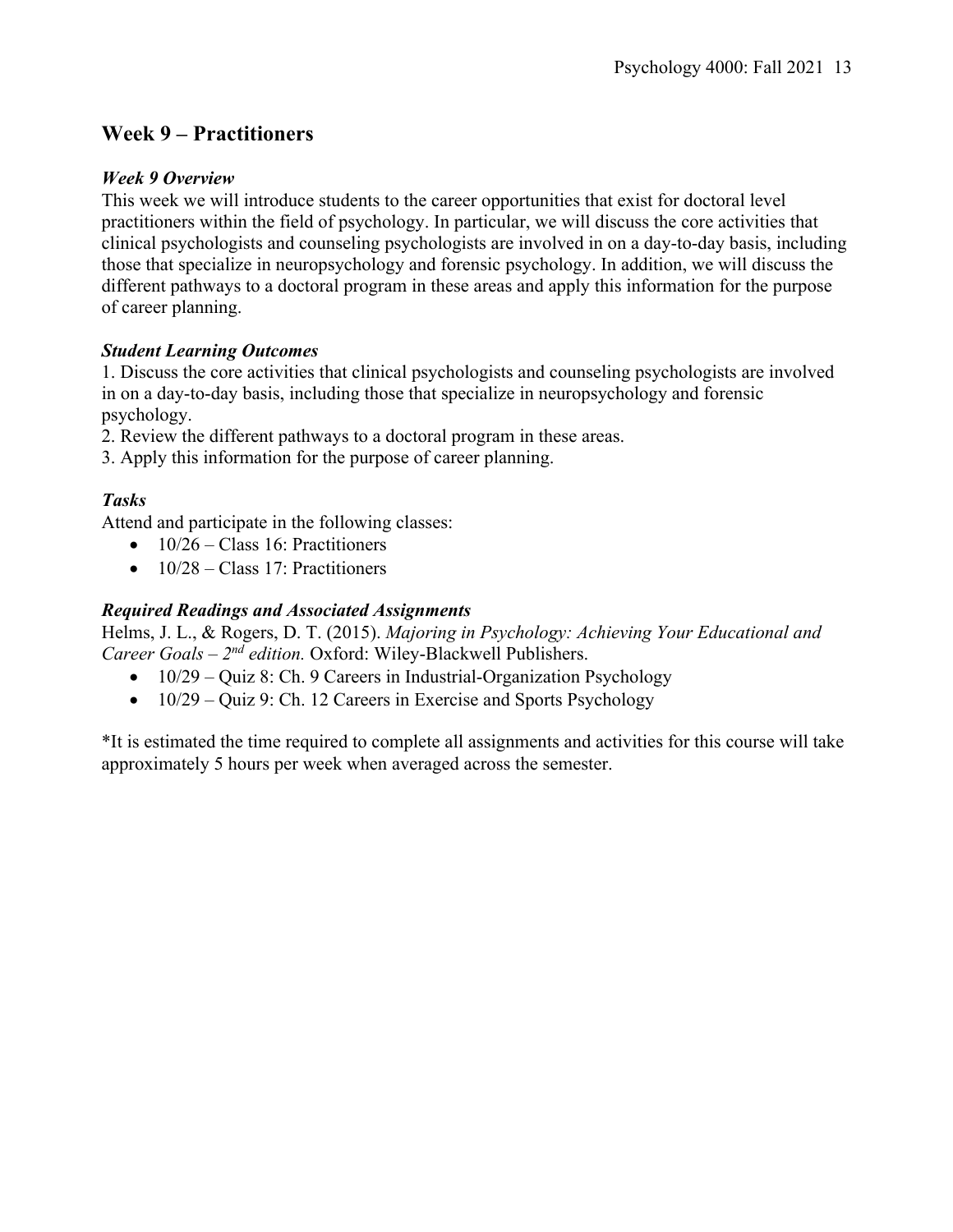## Week 9 – Practitioners

### *Week 9 Overview*

This week we will introduce students to the career opportunities that exist for doctoral level practitioners within the field of psychology. In particular, we will discuss the core activities that clinical psychologists and counseling psychologists are involved in on a day-to-day basis, including those that specialize in neuropsychology and forensic psychology. In addition, we will discuss the different pathways to a doctoral program in these areas and apply this information for the purpose of career planning.

### *Student Learning Outcomes*

1. Discuss the core activities that clinical psychologists and counseling psychologists are involved in on a day-to-day basis, including those that specialize in neuropsychology and forensic psychology.
2. Review the different pathways to a doctoral program in these areas.
3. Apply this information for the purpose of career planning.

### *Tasks*

Attend and participate in the following classes:

- 10/26 – Class 16: Practitioners
- 10/28 – Class 17: Practitioners

### *Required Readings and Associated Assignments*

Helms, J. L., & Rogers, D. T. (2015). *Majoring in Psychology: Achieving Your Educational and Career Goals – 2nd edition.* Oxford: Wiley-Blackwell Publishers.

- 10/29 – Quiz 8: Ch. 9 Careers in Industrial-Organization Psychology
- 10/29 – Quiz 9: Ch. 12 Careers in Exercise and Sports Psychology

*It is estimated the time required to complete all assignments and activities for this course will take approximately 5 hours per week when averaged across the semester.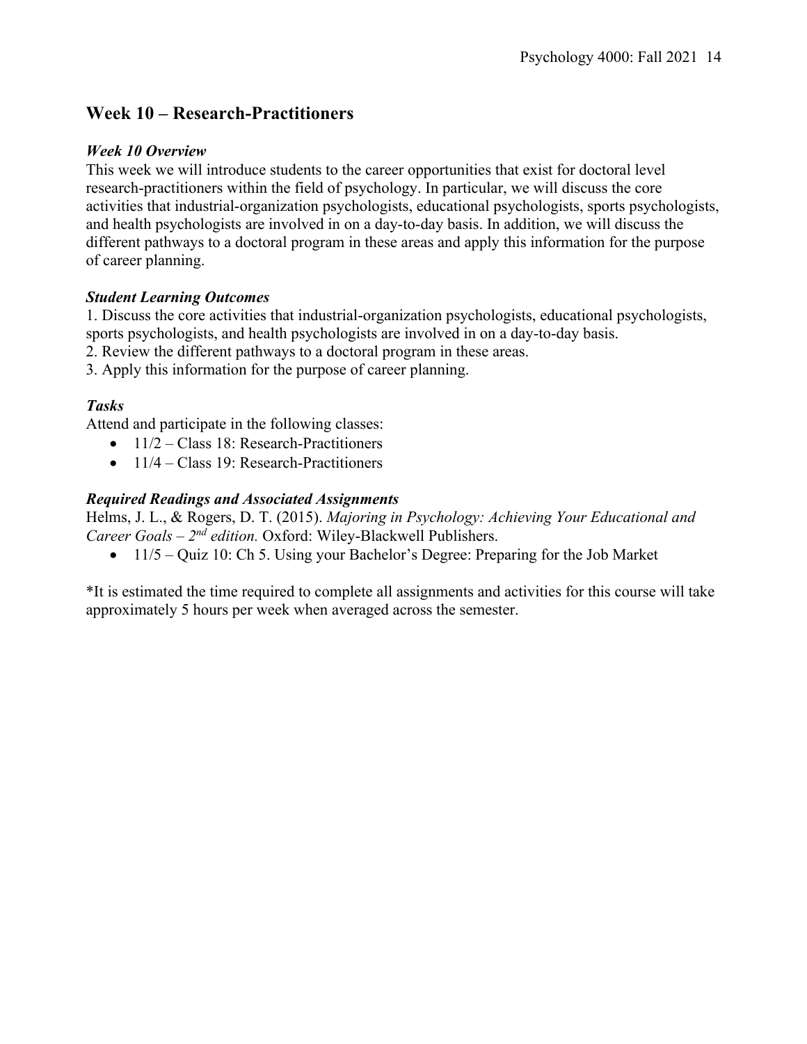## Week 10 – Research-Practitioners

### *Week 10 Overview*

This week we will introduce students to the career opportunities that exist for doctoral level research-practitioners within the field of psychology. In particular, we will discuss the core activities that industrial-organization psychologists, educational psychologists, sports psychologists, and health psychologists are involved in on a day-to-day basis. In addition, we will discuss the different pathways to a doctoral program in these areas and apply this information for the purpose of career planning.

### *Student Learning Outcomes*

1. Discuss the core activities that industrial-organization psychologists, educational psychologists, sports psychologists, and health psychologists are involved in on a day-to-day basis.
2. Review the different pathways to a doctoral program in these areas.
3. Apply this information for the purpose of career planning.

### *Tasks*

Attend and participate in the following classes:

- 11/2 – Class 18: Research-Practitioners
- 11/4 – Class 19: Research-Practitioners

### *Required Readings and Associated Assignments*

Helms, J. L., & Rogers, D. T. (2015). *Majoring in Psychology: Achieving Your Educational and Career Goals – 2nd edition.* Oxford: Wiley-Blackwell Publishers.

- 11/5 – Quiz 10: Ch 5. Using your Bachelor's Degree: Preparing for the Job Market

*It is estimated the time required to complete all assignments and activities for this course will take approximately 5 hours per week when averaged across the semester.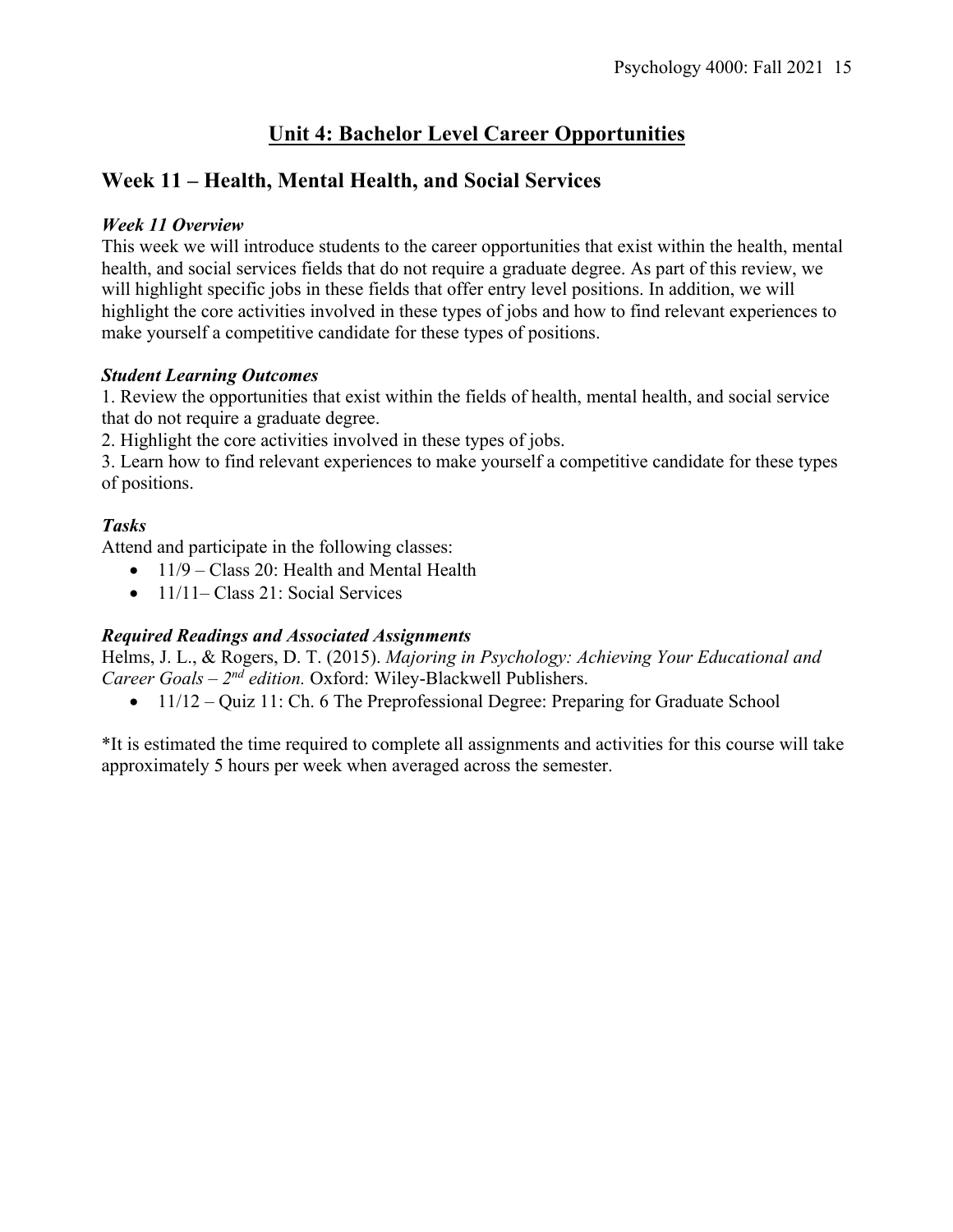# Unit 4: Bachelor Level Career Opportunities

## Week 11 – Health, Mental Health, and Social Services

### *Week 11 Overview*

This week we will introduce students to the career opportunities that exist within the health, mental health, and social services fields that do not require a graduate degree. As part of this review, we will highlight specific jobs in these fields that offer entry level positions. In addition, we will highlight the core activities involved in these types of jobs and how to find relevant experiences to make yourself a competitive candidate for these types of positions.

### *Student Learning Outcomes*

1. Review the opportunities that exist within the fields of health, mental health, and social service that do not require a graduate degree.
2. Highlight the core activities involved in these types of jobs.
3. Learn how to find relevant experiences to make yourself a competitive candidate for these types of positions.

### *Tasks*

Attend and participate in the following classes:

- 11/9 – Class 20: Health and Mental Health
- 11/11– Class 21: Social Services

### *Required Readings and Associated Assignments*

Helms, J. L., & Rogers, D. T. (2015). *Majoring in Psychology: Achieving Your Educational and Career Goals – 2nd edition.* Oxford: Wiley-Blackwell Publishers.

- 11/12 – Quiz 11: Ch. 6 The Preprofessional Degree: Preparing for Graduate School

*It is estimated the time required to complete all assignments and activities for this course will take approximately 5 hours per week when averaged across the semester.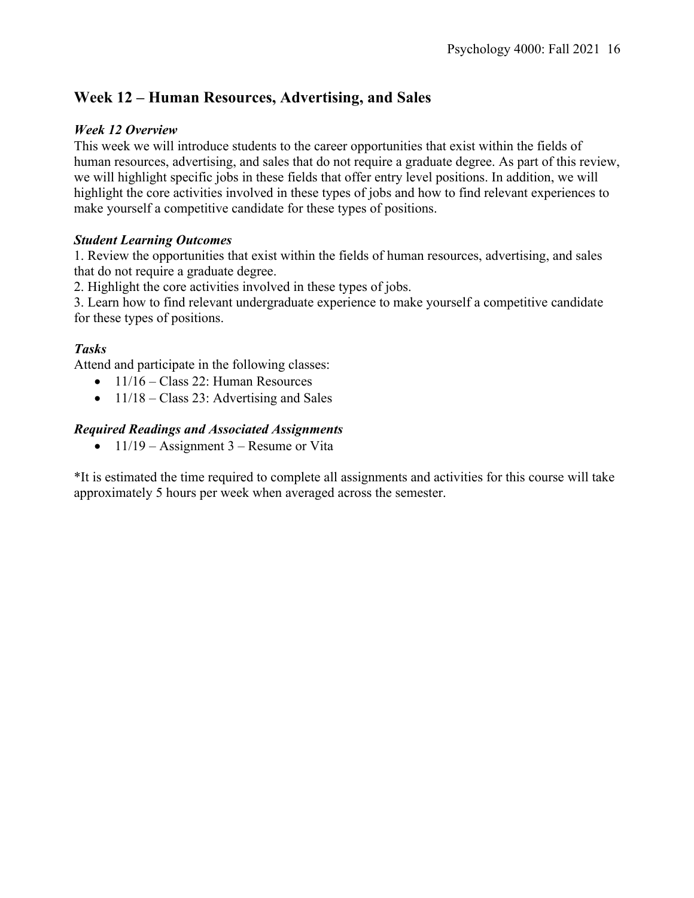## Week 12 – Human Resources, Advertising, and Sales

### *Week 12 Overview*

This week we will introduce students to the career opportunities that exist within the fields of human resources, advertising, and sales that do not require a graduate degree. As part of this review, we will highlight specific jobs in these fields that offer entry level positions. In addition, we will highlight the core activities involved in these types of jobs and how to find relevant experiences to make yourself a competitive candidate for these types of positions.

### *Student Learning Outcomes*

1. Review the opportunities that exist within the fields of human resources, advertising, and sales that do not require a graduate degree.
2. Highlight the core activities involved in these types of jobs.
3. Learn how to find relevant undergraduate experience to make yourself a competitive candidate for these types of positions.

### *Tasks*

Attend and participate in the following classes:

- 11/16 – Class 22: Human Resources
- 11/18 – Class 23: Advertising and Sales

### *Required Readings and Associated Assignments*

- 11/19 – Assignment 3 – Resume or Vita

*It is estimated the time required to complete all assignments and activities for this course will take approximately 5 hours per week when averaged across the semester.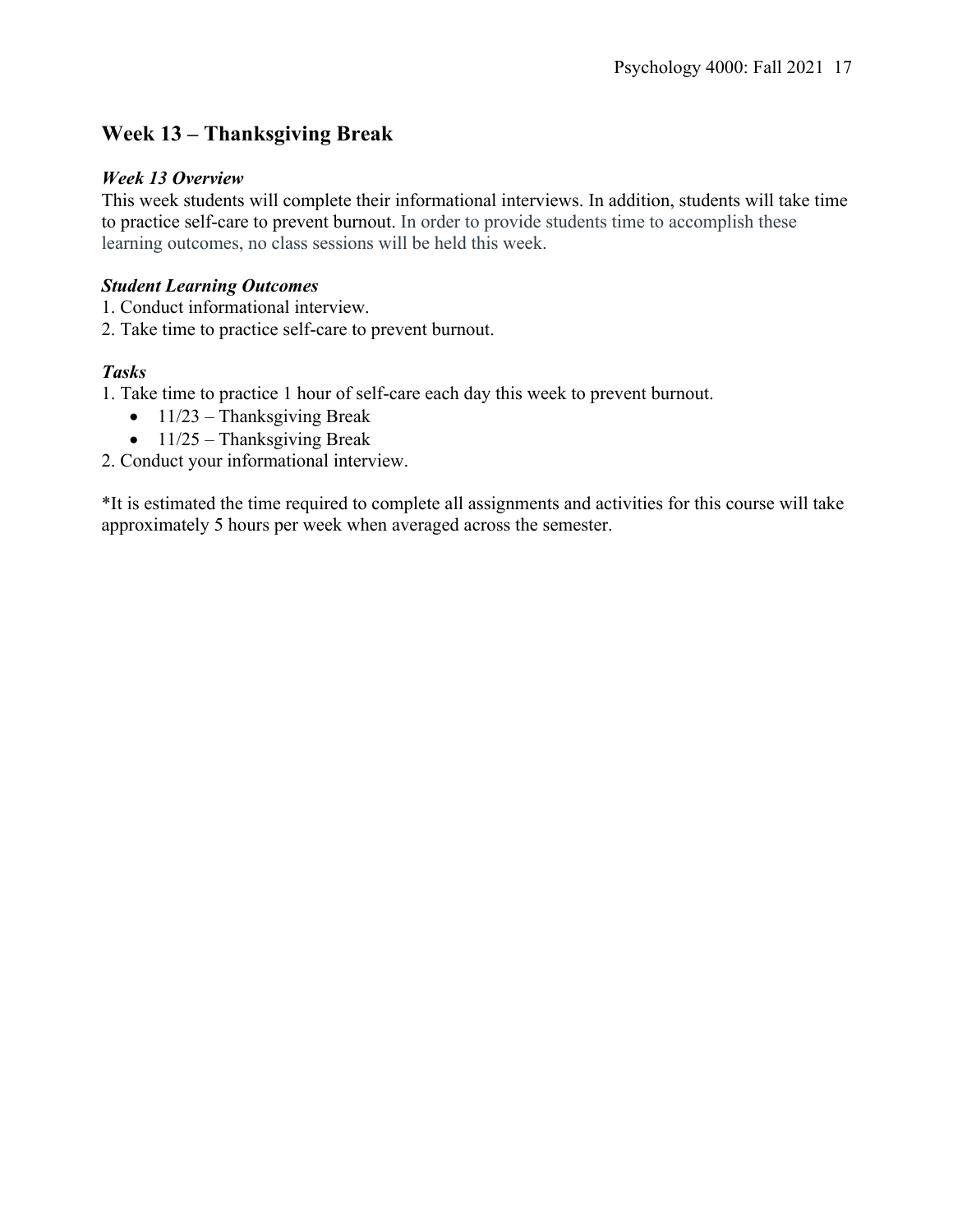## Week 13 – Thanksgiving Break

***Week 13 Overview***

This week students will complete their informational interviews. In addition, students will take time to practice self-care to prevent burnout. In order to provide students time to accomplish these learning outcomes, no class sessions will be held this week.

***Student Learning Outcomes***

1. Conduct informational interview.
2. Take time to practice self-care to prevent burnout.

***Tasks***

1. Take time to practice 1 hour of self-care each day this week to prevent burnout.
   - 11/23 – Thanksgiving Break
   - 11/25 – Thanksgiving Break
2. Conduct your informational interview.

*It is estimated the time required to complete all assignments and activities for this course will take approximately 5 hours per week when averaged across the semester.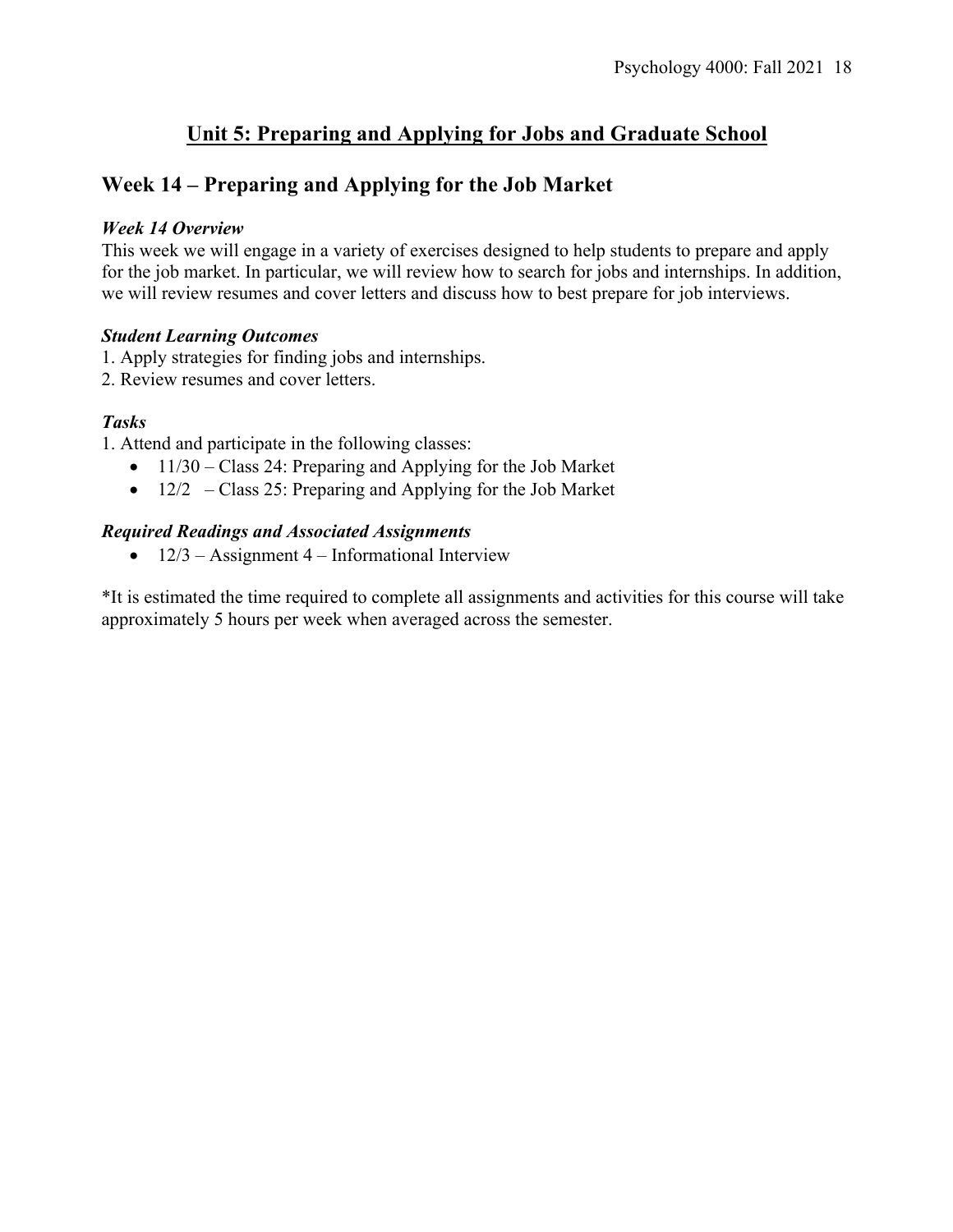# Unit 5: Preparing and Applying for Jobs and Graduate School

## Week 14 – Preparing and Applying for the Job Market

### *Week 14 Overview*

This week we will engage in a variety of exercises designed to help students to prepare and apply for the job market. In particular, we will review how to search for jobs and internships. In addition, we will review resumes and cover letters and discuss how to best prepare for job interviews.

### *Student Learning Outcomes*

1. Apply strategies for finding jobs and internships.
2. Review resumes and cover letters.

### *Tasks*

1. Attend and participate in the following classes:
   - 11/30 – Class 24: Preparing and Applying for the Job Market
   - 12/2 – Class 25: Preparing and Applying for the Job Market

### *Required Readings and Associated Assignments*

- 12/3 – Assignment 4 – Informational Interview

*It is estimated the time required to complete all assignments and activities for this course will take approximately 5 hours per week when averaged across the semester.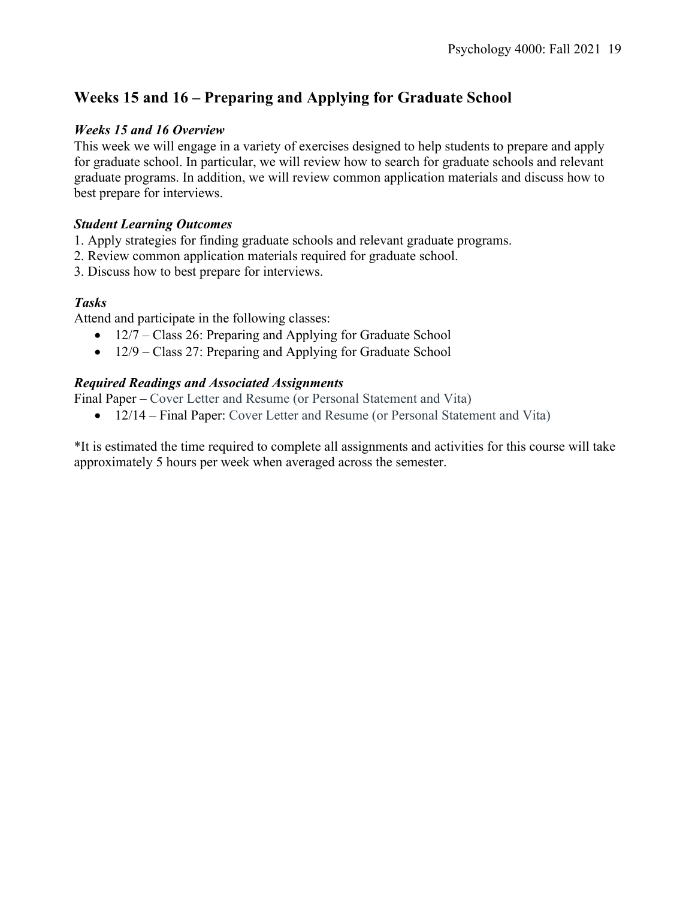## Weeks 15 and 16 – Preparing and Applying for Graduate School

### *Weeks 15 and 16 Overview*

This week we will engage in a variety of exercises designed to help students to prepare and apply for graduate school. In particular, we will review how to search for graduate schools and relevant graduate programs. In addition, we will review common application materials and discuss how to best prepare for interviews.

### *Student Learning Outcomes*

1. Apply strategies for finding graduate schools and relevant graduate programs.
2. Review common application materials required for graduate school.
3. Discuss how to best prepare for interviews.

### *Tasks*

Attend and participate in the following classes:

- 12/7 – Class 26: Preparing and Applying for Graduate School
- 12/9 – Class 27: Preparing and Applying for Graduate School

### *Required Readings and Associated Assignments*

Final Paper – Cover Letter and Resume (or Personal Statement and Vita)

- 12/14 – Final Paper: Cover Letter and Resume (or Personal Statement and Vita)

*It is estimated the time required to complete all assignments and activities for this course will take approximately 5 hours per week when averaged across the semester.